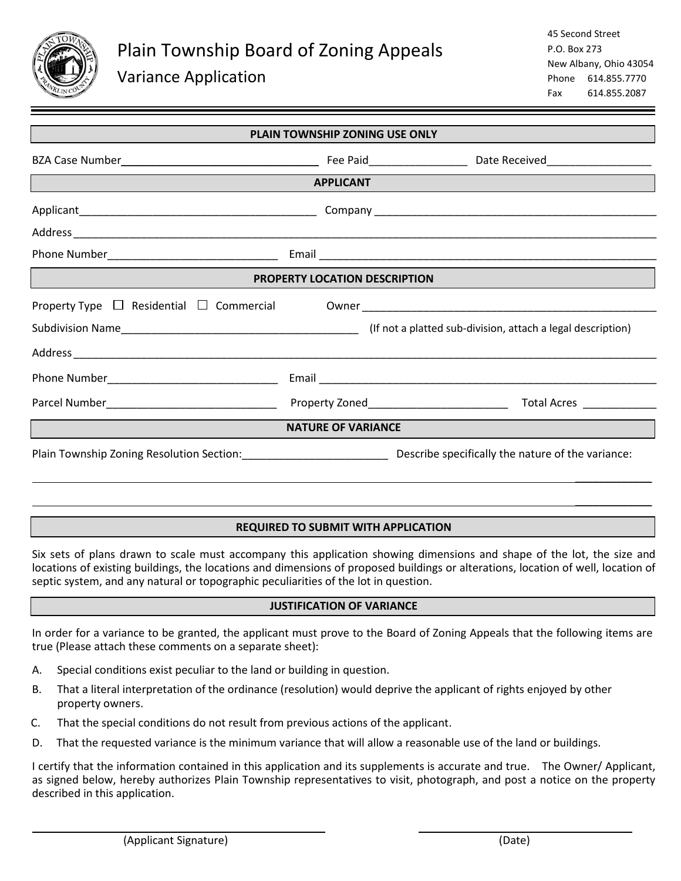# Plain Township Board of Zoning Appeals

## Variance Application

45 Second Street
P.O. Box 273
New Albany, Ohio 43054
Phone 614.855.7770
Fax 614.855.2087

---

### PLAIN TOWNSHIP ZONING USE ONLY

BZA Case Number________________________________ Fee Paid________________ Date Received_________________

### APPLICANT

Applicant_______________________________________ Company ______________________________________________

Address ____________________________________________________________________________________________

Phone Number____________________________ Email ________________________________________________________

### PROPERTY LOCATION DESCRIPTION

Property Type ☐ Residential ☐ Commercial Owner __________________________________________________

Subdivision Name_______________________________________ (If not a platted sub-division, attach a legal description)

Address ____________________________________________________________________________________________

Phone Number____________________________ Email ________________________________________________________

Parcel Number____________________________ Property Zoned_______________________ Total Acres ____________

### NATURE OF VARIANCE

Plain Township Zoning Resolution Section:________________________ Describe specifically the nature of the variance:

____________________________________________________________________________________________________

____________________________________________________________________________________________________

### REQUIRED TO SUBMIT WITH APPLICATION

Six sets of plans drawn to scale must accompany this application showing dimensions and shape of the lot, the size and locations of existing buildings, the locations and dimensions of proposed buildings or alterations, location of well, location of septic system, and any natural or topographic peculiarities of the lot in question.

### JUSTIFICATION OF VARIANCE

In order for a variance to be granted, the applicant must prove to the Board of Zoning Appeals that the following items are true (Please attach these comments on a separate sheet):

A. Special conditions exist peculiar to the land or building in question.

B. That a literal interpretation of the ordinance (resolution) would deprive the applicant of rights enjoyed by other property owners.

C. That the special conditions do not result from previous actions of the applicant.

D. That the requested variance is the minimum variance that will allow a reasonable use of the land or buildings.

I certify that the information contained in this application and its supplements is accurate and true. The Owner/ Applicant, as signed below, hereby authorizes Plain Township representatives to visit, photograph, and post a notice on the property described in this application.

________________________________________ ________________________________
(Applicant Signature) (Date)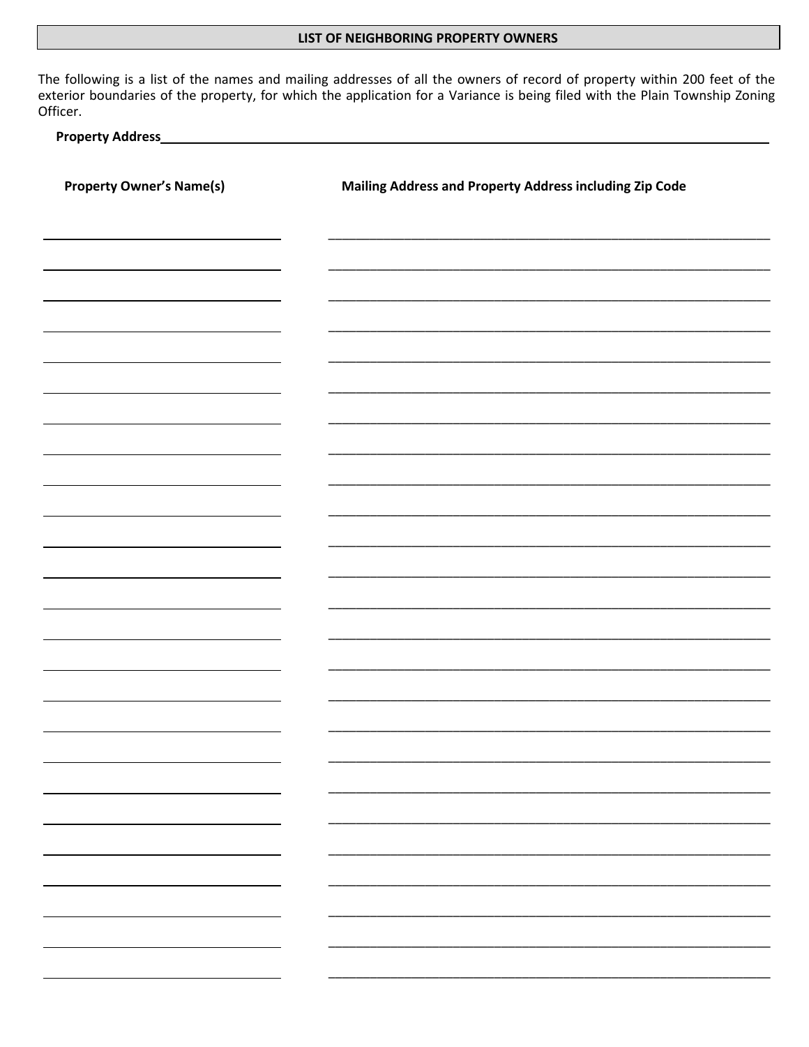## LIST OF NEIGHBORING PROPERTY OWNERS

The following is a list of the names and mailing addresses of all the owners of record of property within 200 feet of the exterior boundaries of the property, for which the application for a Variance is being filed with the Plain Township Zoning Officer.

**Property Address**\_\_\_\_\_\_\_\_\_\_\_\_\_\_\_\_\_\_\_\_\_\_\_\_\_\_\_\_\_\_\_\_\_\_\_\_\_\_\_\_\_\_\_\_\_\_\_\_\_\_\_\_\_\_\_\_\_\_

| Property Owner's Name(s) | Mailing Address and Property Address including Zip Code |
|---|---|
| | |
| | |
| | |
| | |
| | |
| | |
| | |
| | |
| | |
| | |
| | |
| | |
| | |
| | |
| | |
| | |
| | |
| | |
| | |
| | |
| | |
| | |
| | |
| | |
| | |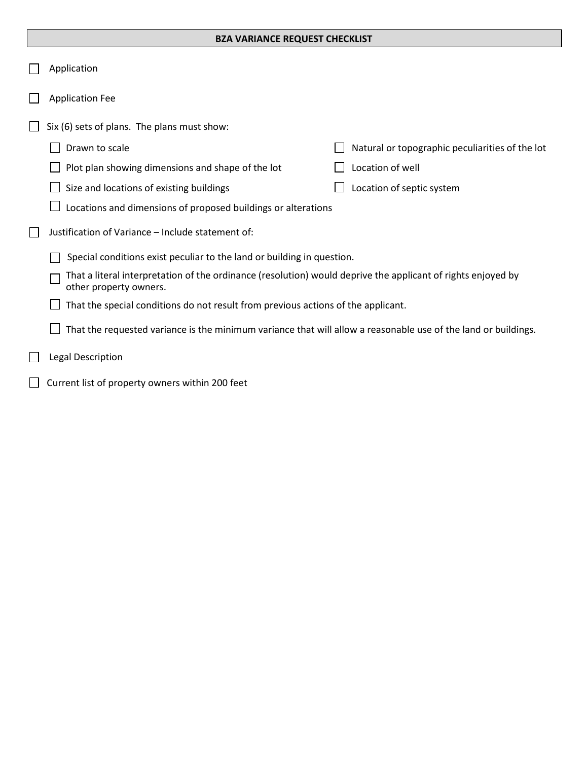## BZA VARIANCE REQUEST CHECKLIST

- ☐ Application
- ☐ Application Fee
- ☐ Six (6) sets of plans. The plans must show:
  - ☐ Drawn to scale
  - ☐ Plot plan showing dimensions and shape of the lot
  - ☐ Size and locations of existing buildings
  - ☐ Locations and dimensions of proposed buildings or alterations
  - ☐ Natural or topographic peculiarities of the lot
  - ☐ Location of well
  - ☐ Location of septic system
- ☐ Justification of Variance – Include statement of:
  - ☐ Special conditions exist peculiar to the land or building in question.
  - ☐ That a literal interpretation of the ordinance (resolution) would deprive the applicant of rights enjoyed by other property owners.
  - ☐ That the special conditions do not result from previous actions of the applicant.
  - ☐ That the requested variance is the minimum variance that will allow a reasonable use of the land or buildings.
- ☐ Legal Description
- ☐ Current list of property owners within 200 feet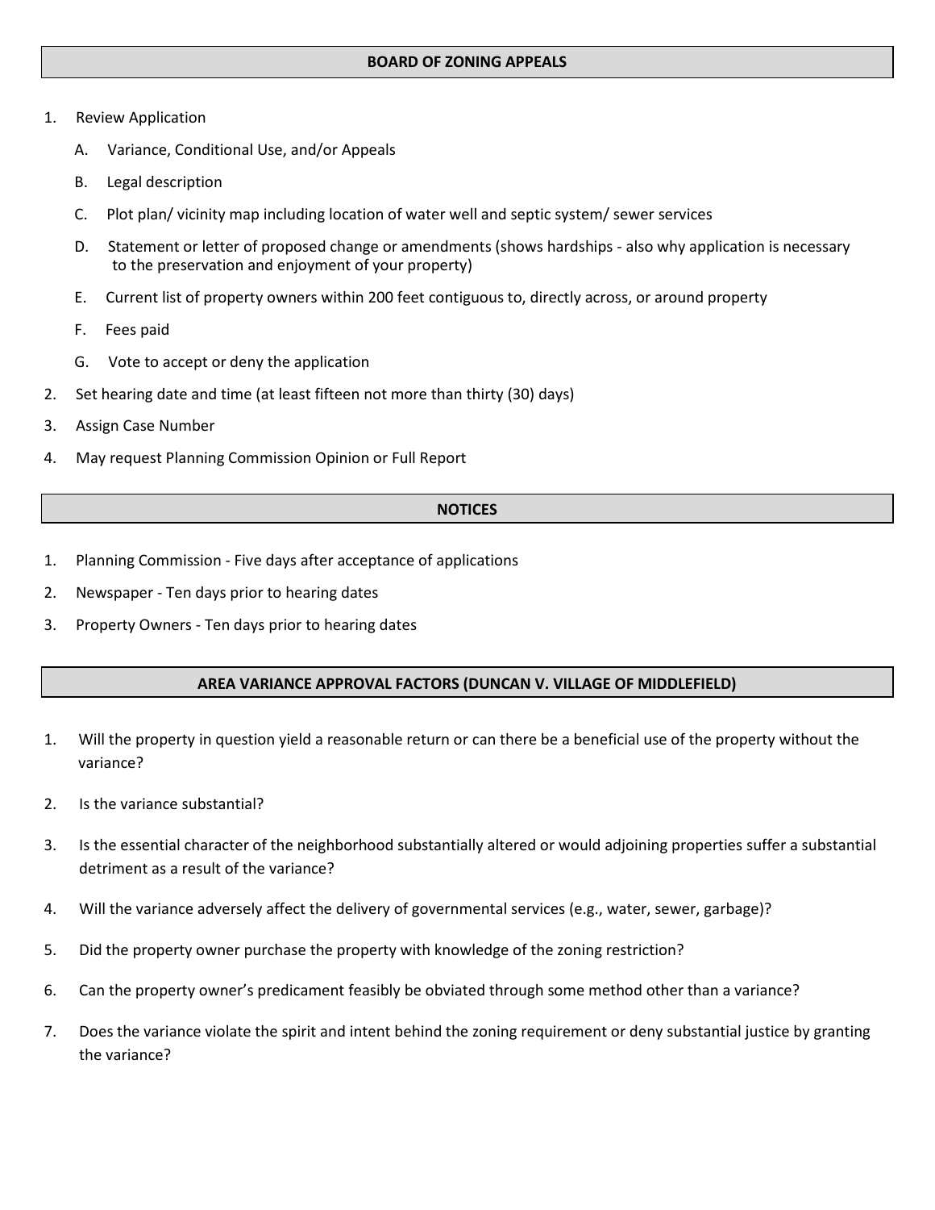## BOARD OF ZONING APPEALS

1. Review Application
   - A. Variance, Conditional Use, and/or Appeals
   - B. Legal description
   - C. Plot plan/ vicinity map including location of water well and septic system/ sewer services
   - D. Statement or letter of proposed change or amendments (shows hardships - also why application is necessary to the preservation and enjoyment of your property)
   - E. Current list of property owners within 200 feet contiguous to, directly across, or around property
   - F. Fees paid
   - G. Vote to accept or deny the application
2. Set hearing date and time (at least fifteen not more than thirty (30) days)
3. Assign Case Number
4. May request Planning Commission Opinion or Full Report

## NOTICES

1. Planning Commission - Five days after acceptance of applications
2. Newspaper - Ten days prior to hearing dates
3. Property Owners - Ten days prior to hearing dates

## AREA VARIANCE APPROVAL FACTORS (DUNCAN V. VILLAGE OF MIDDLEFIELD)

1. Will the property in question yield a reasonable return or can there be a beneficial use of the property without the variance?
2. Is the variance substantial?
3. Is the essential character of the neighborhood substantially altered or would adjoining properties suffer a substantial detriment as a result of the variance?
4. Will the variance adversely affect the delivery of governmental services (e.g., water, sewer, garbage)?
5. Did the property owner purchase the property with knowledge of the zoning restriction?
6. Can the property owner's predicament feasibly be obviated through some method other than a variance?
7. Does the variance violate the spirit and intent behind the zoning requirement or deny substantial justice by granting the variance?